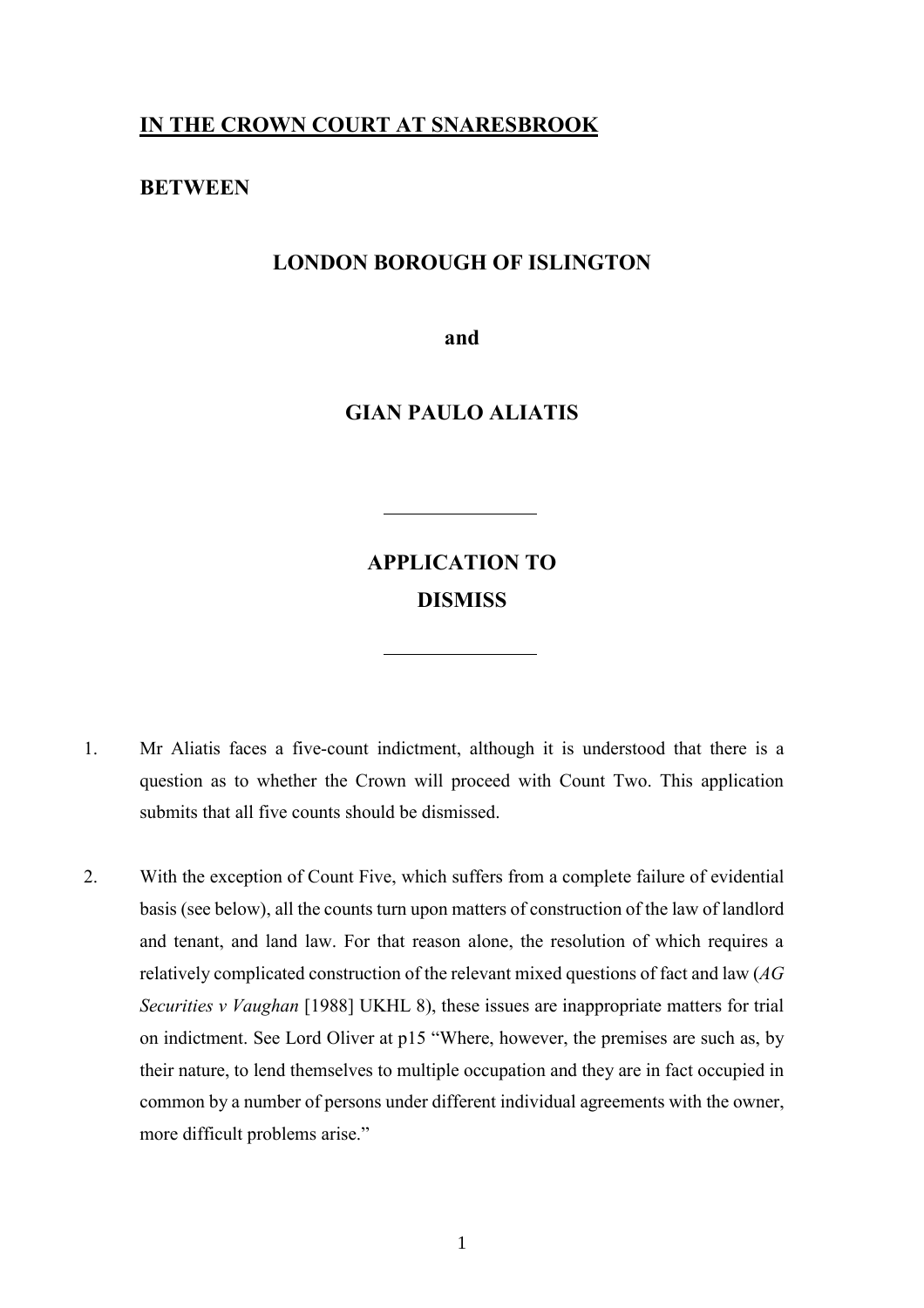**IN THE CROWN COURT AT SNARESBROOK**

**BETWEEN**

**LONDON BOROUGH OF ISLINGTON**

**and**

**GIAN PAULO ALIATIS**

---

**APPLICATION TO DISMISS**

---

1. Mr Aliatis faces a five-count indictment, although it is understood that there is a question as to whether the Crown will proceed with Count Two. This application submits that all five counts should be dismissed.

2. With the exception of Count Five, which suffers from a complete failure of evidential basis (see below), all the counts turn upon matters of construction of the law of landlord and tenant, and land law. For that reason alone, the resolution of which requires a relatively complicated construction of the relevant mixed questions of fact and law (*AG Securities v Vaughan* [1988] UKHL 8), these issues are inappropriate matters for trial on indictment. See Lord Oliver at p15 "Where, however, the premises are such as, by their nature, to lend themselves to multiple occupation and they are in fact occupied in common by a number of persons under different individual agreements with the owner, more difficult problems arise."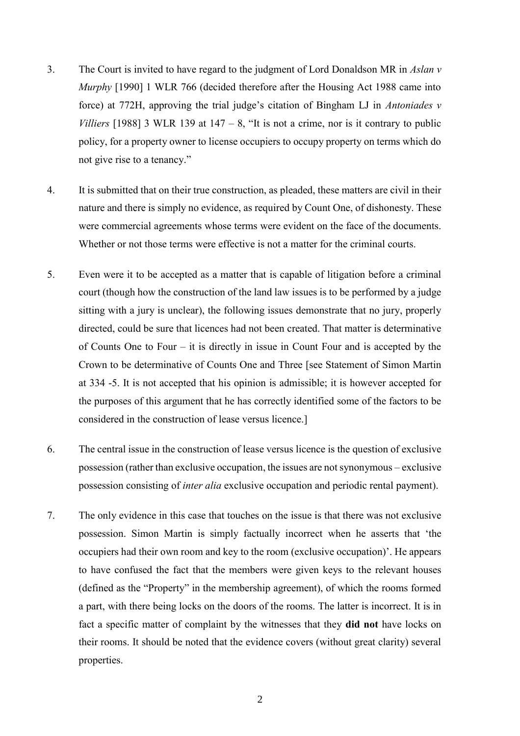3. The Court is invited to have regard to the judgment of Lord Donaldson MR in *Aslan v Murphy* [1990] 1 WLR 766 (decided therefore after the Housing Act 1988 came into force) at 772H, approving the trial judge's citation of Bingham LJ in *Antoniades v Villiers* [1988] 3 WLR 139 at 147 – 8, "It is not a crime, nor is it contrary to public policy, for a property owner to license occupiers to occupy property on terms which do not give rise to a tenancy."

4. It is submitted that on their true construction, as pleaded, these matters are civil in their nature and there is simply no evidence, as required by Count One, of dishonesty. These were commercial agreements whose terms were evident on the face of the documents. Whether or not those terms were effective is not a matter for the criminal courts.

5. Even were it to be accepted as a matter that is capable of litigation before a criminal court (though how the construction of the land law issues is to be performed by a judge sitting with a jury is unclear), the following issues demonstrate that no jury, properly directed, could be sure that licences had not been created. That matter is determinative of Counts One to Four – it is directly in issue in Count Four and is accepted by the Crown to be determinative of Counts One and Three [see Statement of Simon Martin at 334 -5. It is not accepted that his opinion is admissible; it is however accepted for the purposes of this argument that he has correctly identified some of the factors to be considered in the construction of lease versus licence.]

6. The central issue in the construction of lease versus licence is the question of exclusive possession (rather than exclusive occupation, the issues are not synonymous – exclusive possession consisting of *inter alia* exclusive occupation and periodic rental payment).

7. The only evidence in this case that touches on the issue is that there was not exclusive possession. Simon Martin is simply factually incorrect when he asserts that 'the occupiers had their own room and key to the room (exclusive occupation)'. He appears to have confused the fact that the members were given keys to the relevant houses (defined as the "Property" in the membership agreement), of which the rooms formed a part, with there being locks on the doors of the rooms. The latter is incorrect. It is in fact a specific matter of complaint by the witnesses that they **did not** have locks on their rooms. It should be noted that the evidence covers (without great clarity) several properties.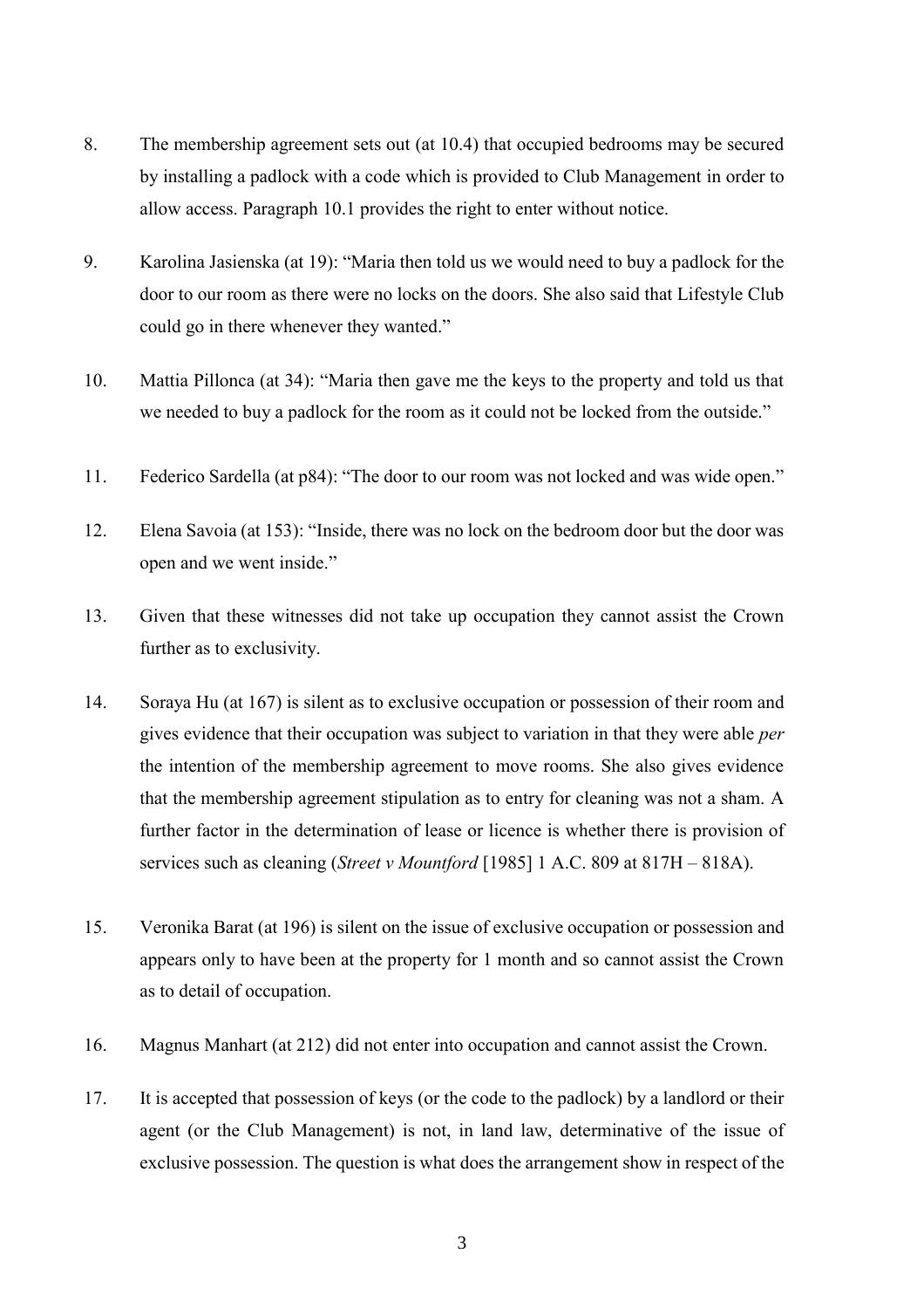8. The membership agreement sets out (at 10.4) that occupied bedrooms may be secured by installing a padlock with a code which is provided to Club Management in order to allow access. Paragraph 10.1 provides the right to enter without notice.

9. Karolina Jasienska (at 19): "Maria then told us we would need to buy a padlock for the door to our room as there were no locks on the doors. She also said that Lifestyle Club could go in there whenever they wanted."

10. Mattia Pillonca (at 34): "Maria then gave me the keys to the property and told us that we needed to buy a padlock for the room as it could not be locked from the outside."

11. Federico Sardella (at p84): "The door to our room was not locked and was wide open."

12. Elena Savoia (at 153): "Inside, there was no lock on the bedroom door but the door was open and we went inside."

13. Given that these witnesses did not take up occupation they cannot assist the Crown further as to exclusivity.

14. Soraya Hu (at 167) is silent as to exclusive occupation or possession of their room and gives evidence that their occupation was subject to variation in that they were able *per* the intention of the membership agreement to move rooms. She also gives evidence that the membership agreement stipulation as to entry for cleaning was not a sham. A further factor in the determination of lease or licence is whether there is provision of services such as cleaning (*Street v Mountford* [1985] 1 A.C. 809 at 817H – 818A).

15. Veronika Barat (at 196) is silent on the issue of exclusive occupation or possession and appears only to have been at the property for 1 month and so cannot assist the Crown as to detail of occupation.

16. Magnus Manhart (at 212) did not enter into occupation and cannot assist the Crown.

17. It is accepted that possession of keys (or the code to the padlock) by a landlord or their agent (or the Club Management) is not, in land law, determinative of the issue of exclusive possession. The question is what does the arrangement show in respect of the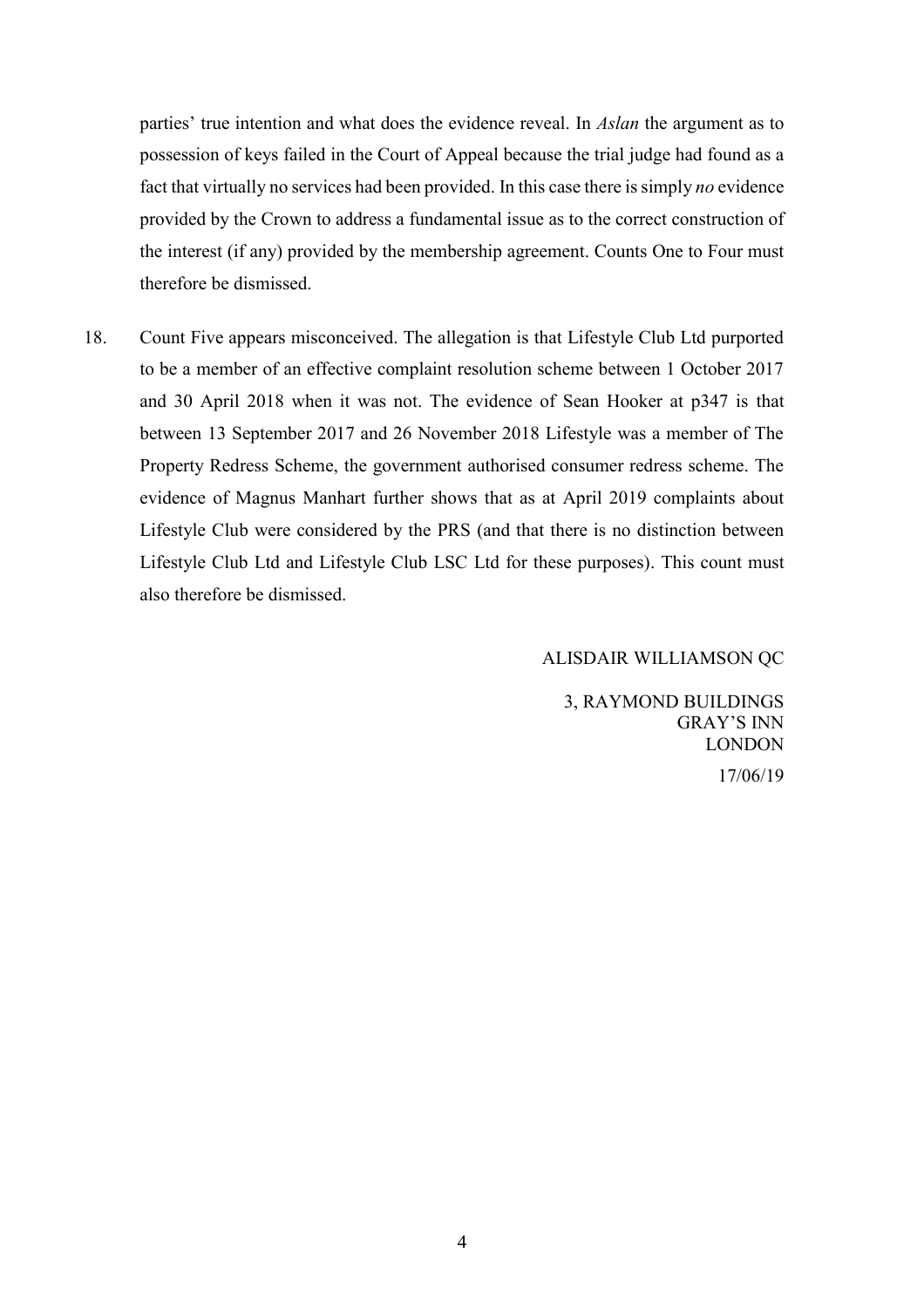parties' true intention and what does the evidence reveal. In *Aslan* the argument as to possession of keys failed in the Court of Appeal because the trial judge had found as a fact that virtually no services had been provided. In this case there is simply *no* evidence provided by the Crown to address a fundamental issue as to the correct construction of the interest (if any) provided by the membership agreement. Counts One to Four must therefore be dismissed.

18. Count Five appears misconceived. The allegation is that Lifestyle Club Ltd purported to be a member of an effective complaint resolution scheme between 1 October 2017 and 30 April 2018 when it was not. The evidence of Sean Hooker at p347 is that between 13 September 2017 and 26 November 2018 Lifestyle was a member of The Property Redress Scheme, the government authorised consumer redress scheme. The evidence of Magnus Manhart further shows that as at April 2019 complaints about Lifestyle Club were considered by the PRS (and that there is no distinction between Lifestyle Club Ltd and Lifestyle Club LSC Ltd for these purposes). This count must also therefore be dismissed.

ALISDAIR WILLIAMSON QC

3, RAYMOND BUILDINGS
GRAY'S INN
LONDON
17/06/19